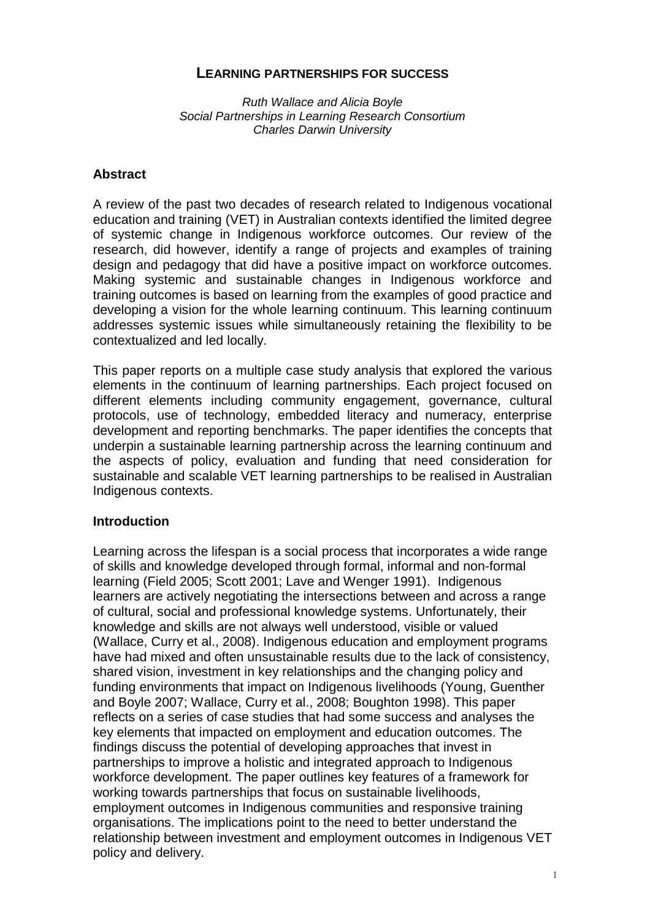# LEARNING PARTNERSHIPS FOR SUCCESS

*Ruth Wallace and Alicia Boyle*
*Social Partnerships in Learning Research Consortium*
*Charles Darwin University*

## Abstract

A review of the past two decades of research related to Indigenous vocational education and training (VET) in Australian contexts identified the limited degree of systemic change in Indigenous workforce outcomes. Our review of the research, did however, identify a range of projects and examples of training design and pedagogy that did have a positive impact on workforce outcomes. Making systemic and sustainable changes in Indigenous workforce and training outcomes is based on learning from the examples of good practice and developing a vision for the whole learning continuum. This learning continuum addresses systemic issues while simultaneously retaining the flexibility to be contextualized and led locally.

This paper reports on a multiple case study analysis that explored the various elements in the continuum of learning partnerships. Each project focused on different elements including community engagement, governance, cultural protocols, use of technology, embedded literacy and numeracy, enterprise development and reporting benchmarks. The paper identifies the concepts that underpin a sustainable learning partnership across the learning continuum and the aspects of policy, evaluation and funding that need consideration for sustainable and scalable VET learning partnerships to be realised in Australian Indigenous contexts.

## Introduction

Learning across the lifespan is a social process that incorporates a wide range of skills and knowledge developed through formal, informal and non-formal learning (Field 2005; Scott 2001; Lave and Wenger 1991). Indigenous learners are actively negotiating the intersections between and across a range of cultural, social and professional knowledge systems. Unfortunately, their knowledge and skills are not always well understood, visible or valued (Wallace, Curry et al., 2008). Indigenous education and employment programs have had mixed and often unsustainable results due to the lack of consistency, shared vision, investment in key relationships and the changing policy and funding environments that impact on Indigenous livelihoods (Young, Guenther and Boyle 2007; Wallace, Curry et al., 2008; Boughton 1998). This paper reflects on a series of case studies that had some success and analyses the key elements that impacted on employment and education outcomes. The findings discuss the potential of developing approaches that invest in partnerships to improve a holistic and integrated approach to Indigenous workforce development. The paper outlines key features of a framework for working towards partnerships that focus on sustainable livelihoods, employment outcomes in Indigenous communities and responsive training organisations. The implications point to the need to better understand the relationship between investment and employment outcomes in Indigenous VET policy and delivery.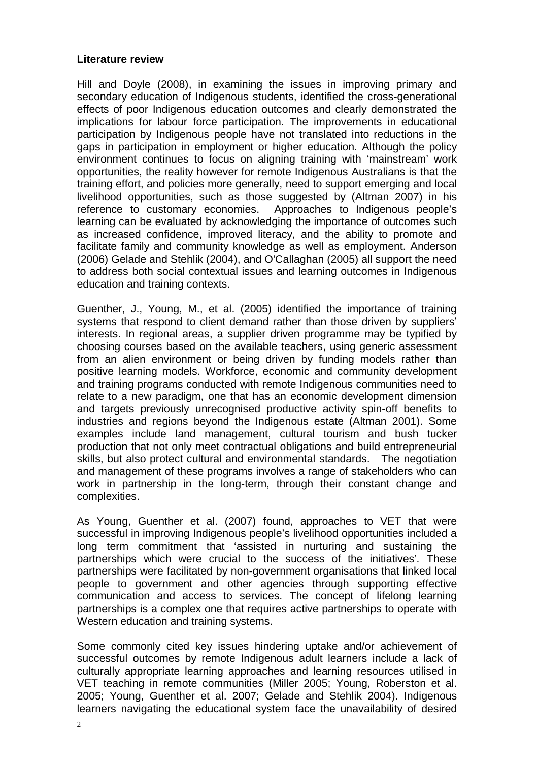**Literature review**

Hill and Doyle (2008), in examining the issues in improving primary and secondary education of Indigenous students, identified the cross-generational effects of poor Indigenous education outcomes and clearly demonstrated the implications for labour force participation. The improvements in educational participation by Indigenous people have not translated into reductions in the gaps in participation in employment or higher education. Although the policy environment continues to focus on aligning training with 'mainstream' work opportunities, the reality however for remote Indigenous Australians is that the training effort, and policies more generally, need to support emerging and local livelihood opportunities, such as those suggested by (Altman 2007) in his reference to customary economies. Approaches to Indigenous people's learning can be evaluated by acknowledging the importance of outcomes such as increased confidence, improved literacy, and the ability to promote and facilitate family and community knowledge as well as employment. Anderson (2006) Gelade and Stehlik (2004), and O'Callaghan (2005) all support the need to address both social contextual issues and learning outcomes in Indigenous education and training contexts.

Guenther, J., Young, M., et al. (2005) identified the importance of training systems that respond to client demand rather than those driven by suppliers' interests. In regional areas, a supplier driven programme may be typified by choosing courses based on the available teachers, using generic assessment from an alien environment or being driven by funding models rather than positive learning models. Workforce, economic and community development and training programs conducted with remote Indigenous communities need to relate to a new paradigm, one that has an economic development dimension and targets previously unrecognised productive activity spin-off benefits to industries and regions beyond the Indigenous estate (Altman 2001). Some examples include land management, cultural tourism and bush tucker production that not only meet contractual obligations and build entrepreneurial skills, but also protect cultural and environmental standards. The negotiation and management of these programs involves a range of stakeholders who can work in partnership in the long-term, through their constant change and complexities.

As Young, Guenther et al. (2007) found, approaches to VET that were successful in improving Indigenous people's livelihood opportunities included a long term commitment that 'assisted in nurturing and sustaining the partnerships which were crucial to the success of the initiatives'. These partnerships were facilitated by non-government organisations that linked local people to government and other agencies through supporting effective communication and access to services. The concept of lifelong learning partnerships is a complex one that requires active partnerships to operate with Western education and training systems.

Some commonly cited key issues hindering uptake and/or achievement of successful outcomes by remote Indigenous adult learners include a lack of culturally appropriate learning approaches and learning resources utilised in VET teaching in remote communities (Miller 2005; Young, Roberston et al. 2005; Young, Guenther et al. 2007; Gelade and Stehlik 2004). Indigenous learners navigating the educational system face the unavailability of desired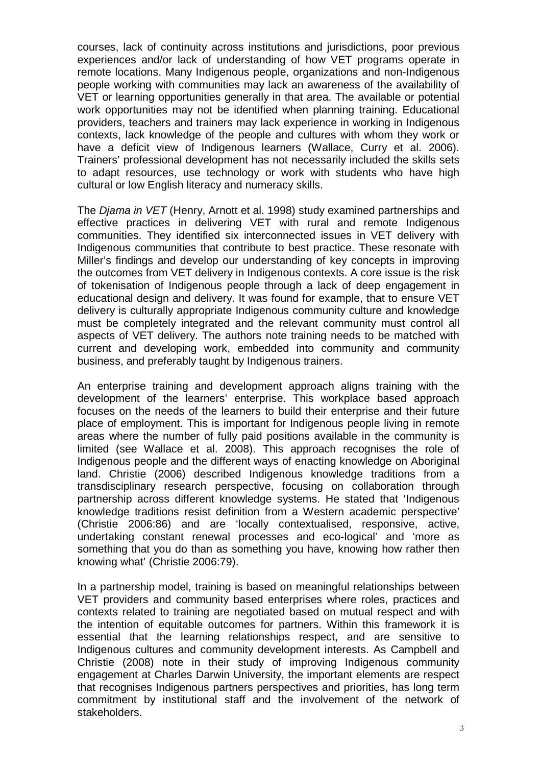courses, lack of continuity across institutions and jurisdictions, poor previous experiences and/or lack of understanding of how VET programs operate in remote locations. Many Indigenous people, organizations and non-Indigenous people working with communities may lack an awareness of the availability of VET or learning opportunities generally in that area. The available or potential work opportunities may not be identified when planning training. Educational providers, teachers and trainers may lack experience in working in Indigenous contexts, lack knowledge of the people and cultures with whom they work or have a deficit view of Indigenous learners (Wallace, Curry et al. 2006). Trainers' professional development has not necessarily included the skills sets to adapt resources, use technology or work with students who have high cultural or low English literacy and numeracy skills.

The *Djama in VET* (Henry, Arnott et al. 1998) study examined partnerships and effective practices in delivering VET with rural and remote Indigenous communities. They identified six interconnected issues in VET delivery with Indigenous communities that contribute to best practice. These resonate with Miller's findings and develop our understanding of key concepts in improving the outcomes from VET delivery in Indigenous contexts. A core issue is the risk of tokenisation of Indigenous people through a lack of deep engagement in educational design and delivery. It was found for example, that to ensure VET delivery is culturally appropriate Indigenous community culture and knowledge must be completely integrated and the relevant community must control all aspects of VET delivery. The authors note training needs to be matched with current and developing work, embedded into community and community business, and preferably taught by Indigenous trainers.

An enterprise training and development approach aligns training with the development of the learners' enterprise. This workplace based approach focuses on the needs of the learners to build their enterprise and their future place of employment. This is important for Indigenous people living in remote areas where the number of fully paid positions available in the community is limited (see Wallace et al. 2008). This approach recognises the role of Indigenous people and the different ways of enacting knowledge on Aboriginal land. Christie (2006) described Indigenous knowledge traditions from a transdisciplinary research perspective, focusing on collaboration through partnership across different knowledge systems. He stated that 'Indigenous knowledge traditions resist definition from a Western academic perspective' (Christie 2006:86) and are 'locally contextualised, responsive, active, undertaking constant renewal processes and eco-logical' and 'more as something that you do than as something you have, knowing how rather then knowing what' (Christie 2006:79).

In a partnership model, training is based on meaningful relationships between VET providers and community based enterprises where roles, practices and contexts related to training are negotiated based on mutual respect and with the intention of equitable outcomes for partners. Within this framework it is essential that the learning relationships respect, and are sensitive to Indigenous cultures and community development interests. As Campbell and Christie (2008) note in their study of improving Indigenous community engagement at Charles Darwin University, the important elements are respect that recognises Indigenous partners perspectives and priorities, has long term commitment by institutional staff and the involvement of the network of stakeholders.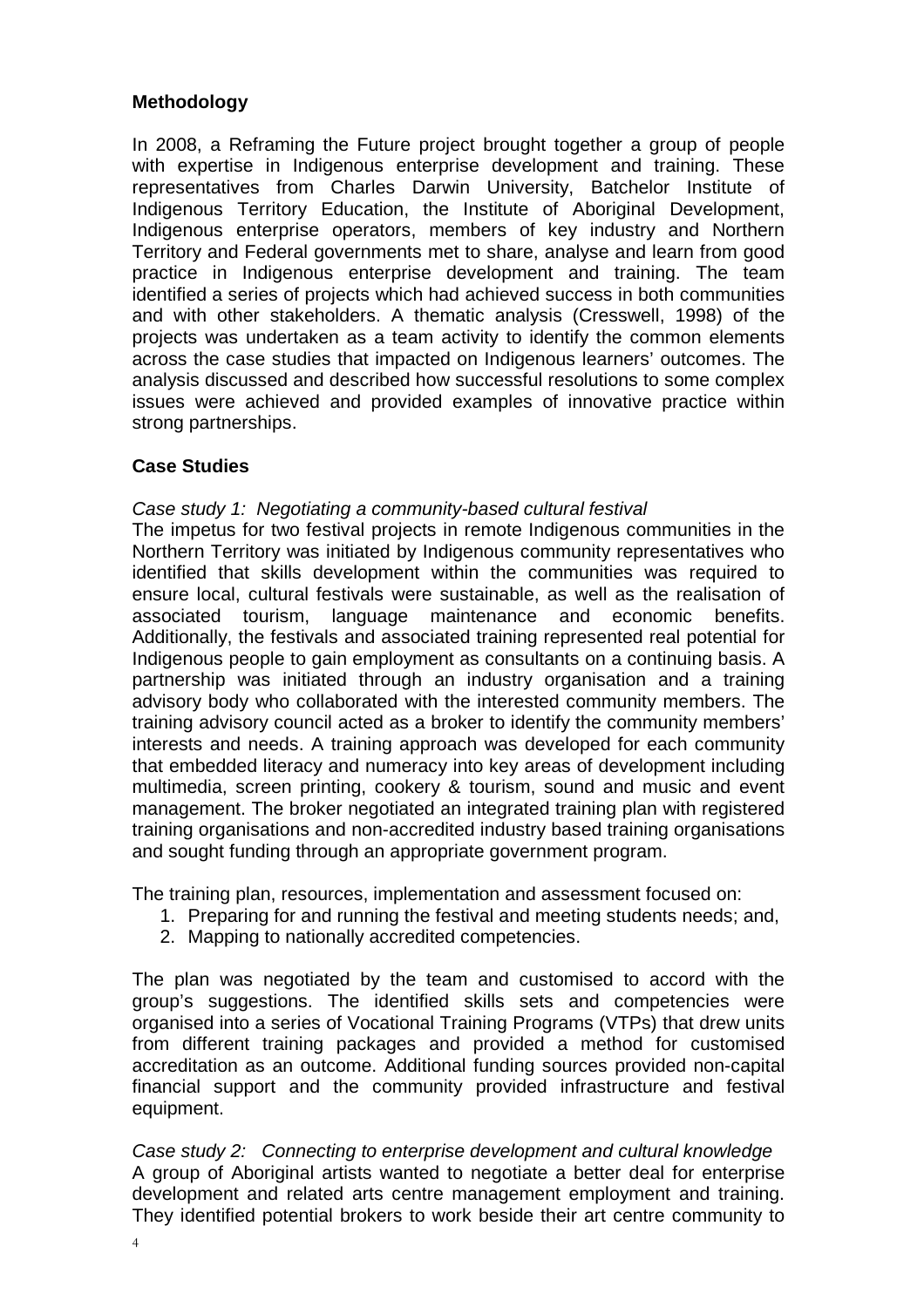**Methodology**

In 2008, a Reframing the Future project brought together a group of people with expertise in Indigenous enterprise development and training. These representatives from Charles Darwin University, Batchelor Institute of Indigenous Territory Education, the Institute of Aboriginal Development, Indigenous enterprise operators, members of key industry and Northern Territory and Federal governments met to share, analyse and learn from good practice in Indigenous enterprise development and training. The team identified a series of projects which had achieved success in both communities and with other stakeholders. A thematic analysis (Cresswell, 1998) of the projects was undertaken as a team activity to identify the common elements across the case studies that impacted on Indigenous learners' outcomes. The analysis discussed and described how successful resolutions to some complex issues were achieved and provided examples of innovative practice within strong partnerships.

**Case Studies**

*Case study 1: Negotiating a community-based cultural festival*

The impetus for two festival projects in remote Indigenous communities in the Northern Territory was initiated by Indigenous community representatives who identified that skills development within the communities was required to ensure local, cultural festivals were sustainable, as well as the realisation of associated tourism, language maintenance and economic benefits. Additionally, the festivals and associated training represented real potential for Indigenous people to gain employment as consultants on a continuing basis. A partnership was initiated through an industry organisation and a training advisory body who collaborated with the interested community members. The training advisory council acted as a broker to identify the community members' interests and needs. A training approach was developed for each community that embedded literacy and numeracy into key areas of development including multimedia, screen printing, cookery & tourism, sound and music and event management. The broker negotiated an integrated training plan with registered training organisations and non-accredited industry based training organisations and sought funding through an appropriate government program.

The training plan, resources, implementation and assessment focused on:

1. Preparing for and running the festival and meeting students needs; and,
2. Mapping to nationally accredited competencies.

The plan was negotiated by the team and customised to accord with the group's suggestions. The identified skills sets and competencies were organised into a series of Vocational Training Programs (VTPs) that drew units from different training packages and provided a method for customised accreditation as an outcome. Additional funding sources provided non-capital financial support and the community provided infrastructure and festival equipment.

*Case study 2: Connecting to enterprise development and cultural knowledge*

A group of Aboriginal artists wanted to negotiate a better deal for enterprise development and related arts centre management employment and training. They identified potential brokers to work beside their art centre community to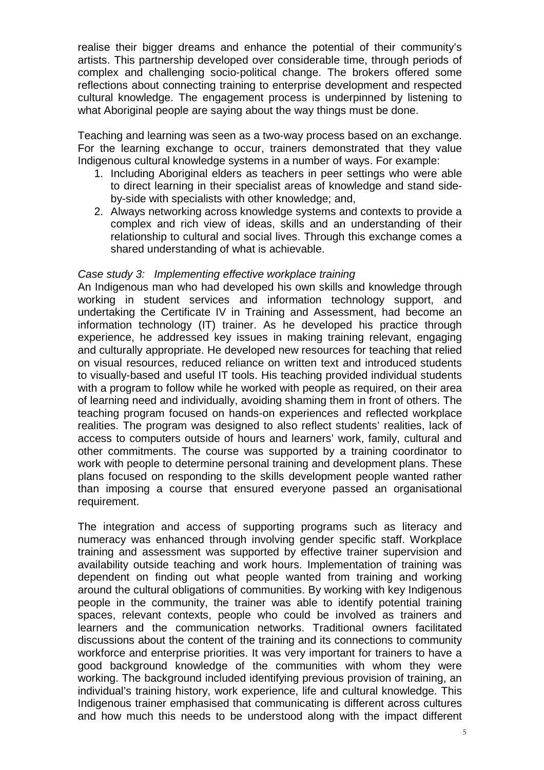realise their bigger dreams and enhance the potential of their community's artists. This partnership developed over considerable time, through periods of complex and challenging socio-political change. The brokers offered some reflections about connecting training to enterprise development and respected cultural knowledge. The engagement process is underpinned by listening to what Aboriginal people are saying about the way things must be done.

Teaching and learning was seen as a two-way process based on an exchange. For the learning exchange to occur, trainers demonstrated that they value Indigenous cultural knowledge systems in a number of ways. For example:

1. Including Aboriginal elders as teachers in peer settings who were able to direct learning in their specialist areas of knowledge and stand side-by-side with specialists with other knowledge; and,
2. Always networking across knowledge systems and contexts to provide a complex and rich view of ideas, skills and an understanding of their relationship to cultural and social lives. Through this exchange comes a shared understanding of what is achievable.

*Case study 3: Implementing effective workplace training*

An Indigenous man who had developed his own skills and knowledge through working in student services and information technology support, and undertaking the Certificate IV in Training and Assessment, had become an information technology (IT) trainer. As he developed his practice through experience, he addressed key issues in making training relevant, engaging and culturally appropriate. He developed new resources for teaching that relied on visual resources, reduced reliance on written text and introduced students to visually-based and useful IT tools. His teaching provided individual students with a program to follow while he worked with people as required, on their area of learning need and individually, avoiding shaming them in front of others. The teaching program focused on hands-on experiences and reflected workplace realities. The program was designed to also reflect students' realities, lack of access to computers outside of hours and learners' work, family, cultural and other commitments. The course was supported by a training coordinator to work with people to determine personal training and development plans. These plans focused on responding to the skills development people wanted rather than imposing a course that ensured everyone passed an organisational requirement.

The integration and access of supporting programs such as literacy and numeracy was enhanced through involving gender specific staff. Workplace training and assessment was supported by effective trainer supervision and availability outside teaching and work hours. Implementation of training was dependent on finding out what people wanted from training and working around the cultural obligations of communities. By working with key Indigenous people in the community, the trainer was able to identify potential training spaces, relevant contexts, people who could be involved as trainers and learners and the communication networks. Traditional owners facilitated discussions about the content of the training and its connections to community workforce and enterprise priorities. It was very important for trainers to have a good background knowledge of the communities with whom they were working. The background included identifying previous provision of training, an individual's training history, work experience, life and cultural knowledge. This Indigenous trainer emphasised that communicating is different across cultures and how much this needs to be understood along with the impact different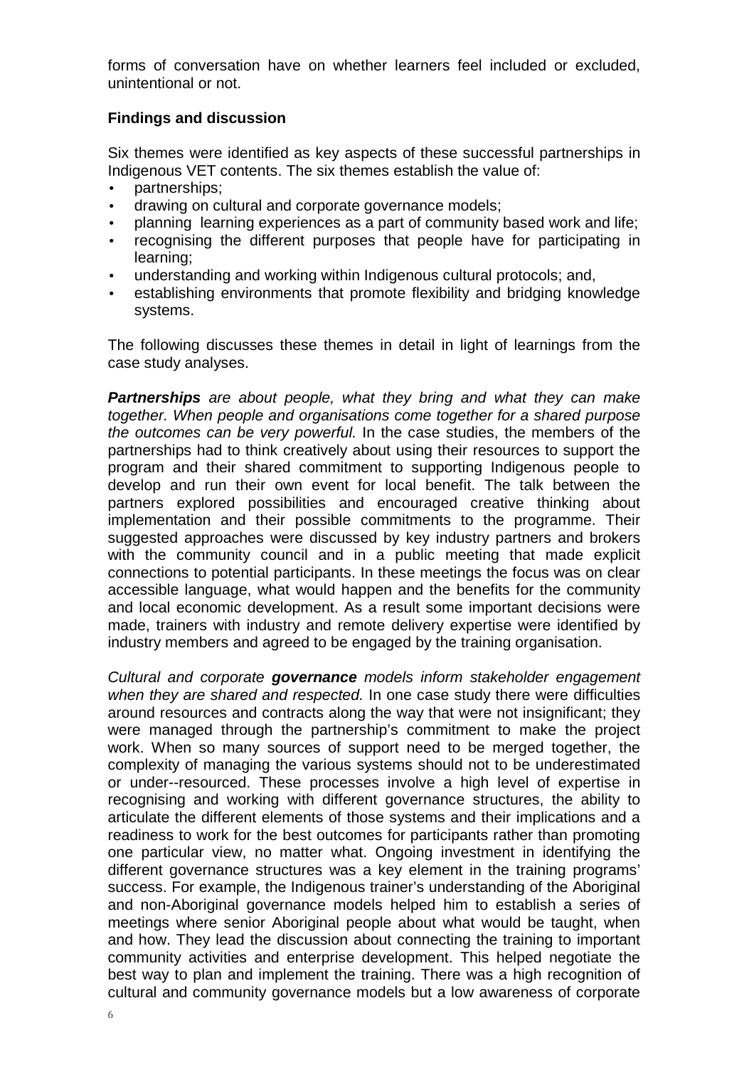forms of conversation have on whether learners feel included or excluded, unintentional or not.

## Findings and discussion

Six themes were identified as key aspects of these successful partnerships in Indigenous VET contents. The six themes establish the value of:

- partnerships;
- drawing on cultural and corporate governance models;
- planning learning experiences as a part of community based work and life;
- recognising the different purposes that people have for participating in learning;
- understanding and working within Indigenous cultural protocols; and,
- establishing environments that promote flexibility and bridging knowledge systems.

The following discusses these themes in detail in light of learnings from the case study analyses.

***Partnerships** are about people, what they bring and what they can make together. When people and organisations come together for a shared purpose the outcomes can be very powerful.* In the case studies, the members of the partnerships had to think creatively about using their resources to support the program and their shared commitment to supporting Indigenous people to develop and run their own event for local benefit. The talk between the partners explored possibilities and encouraged creative thinking about implementation and their possible commitments to the programme. Their suggested approaches were discussed by key industry partners and brokers with the community council and in a public meeting that made explicit connections to potential participants. In these meetings the focus was on clear accessible language, what would happen and the benefits for the community and local economic development. As a result some important decisions were made, trainers with industry and remote delivery expertise were identified by industry members and agreed to be engaged by the training organisation.

*Cultural and corporate **governance** models inform stakeholder engagement when they are shared and respected.* In one case study there were difficulties around resources and contracts along the way that were not insignificant; they were managed through the partnership's commitment to make the project work. When so many sources of support need to be merged together, the complexity of managing the various systems should not to be underestimated or under--resourced. These processes involve a high level of expertise in recognising and working with different governance structures, the ability to articulate the different elements of those systems and their implications and a readiness to work for the best outcomes for participants rather than promoting one particular view, no matter what. Ongoing investment in identifying the different governance structures was a key element in the training programs' success. For example, the Indigenous trainer's understanding of the Aboriginal and non-Aboriginal governance models helped him to establish a series of meetings where senior Aboriginal people about what would be taught, when and how. They lead the discussion about connecting the training to important community activities and enterprise development. This helped negotiate the best way to plan and implement the training. There was a high recognition of cultural and community governance models but a low awareness of corporate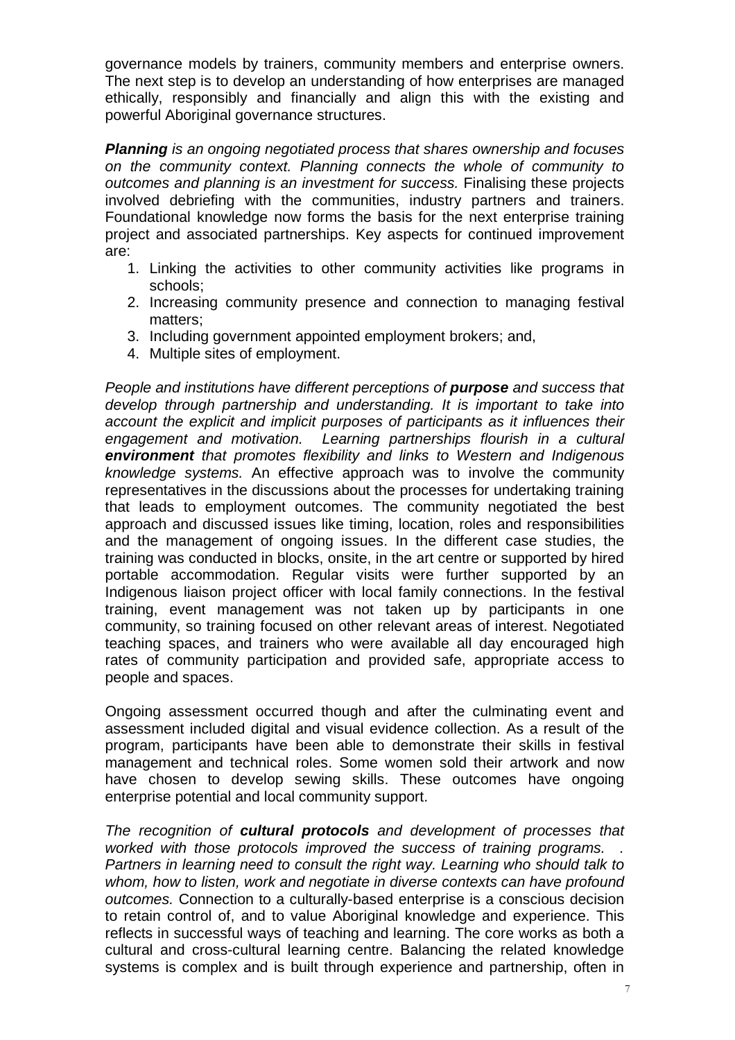governance models by trainers, community members and enterprise owners. The next step is to develop an understanding of how enterprises are managed ethically, responsibly and financially and align this with the existing and powerful Aboriginal governance structures.

***Planning** is an ongoing negotiated process that shares ownership and focuses on the community context. Planning connects the whole of community to outcomes and planning is an investment for success.* Finalising these projects involved debriefing with the communities, industry partners and trainers. Foundational knowledge now forms the basis for the next enterprise training project and associated partnerships. Key aspects for continued improvement are:

1. Linking the activities to other community activities like programs in schools;
2. Increasing community presence and connection to managing festival matters;
3. Including government appointed employment brokers; and,
4. Multiple sites of employment.

*People and institutions have different perceptions of **purpose** and success that develop through partnership and understanding. It is important to take into account the explicit and implicit purposes of participants as it influences their engagement and motivation. Learning partnerships flourish in a cultural **environment** that promotes flexibility and links to Western and Indigenous knowledge systems.* An effective approach was to involve the community representatives in the discussions about the processes for undertaking training that leads to employment outcomes. The community negotiated the best approach and discussed issues like timing, location, roles and responsibilities and the management of ongoing issues. In the different case studies, the training was conducted in blocks, onsite, in the art centre or supported by hired portable accommodation. Regular visits were further supported by an Indigenous liaison project officer with local family connections. In the festival training, event management was not taken up by participants in one community, so training focused on other relevant areas of interest. Negotiated teaching spaces, and trainers who were available all day encouraged high rates of community participation and provided safe, appropriate access to people and spaces.

Ongoing assessment occurred though and after the culminating event and assessment included digital and visual evidence collection. As a result of the program, participants have been able to demonstrate their skills in festival management and technical roles. Some women sold their artwork and now have chosen to develop sewing skills. These outcomes have ongoing enterprise potential and local community support.

*The recognition of **cultural protocols** and development of processes that worked with those protocols improved the success of training programs. . Partners in learning need to consult the right way. Learning who should talk to whom, how to listen, work and negotiate in diverse contexts can have profound outcomes.* Connection to a culturally-based enterprise is a conscious decision to retain control of, and to value Aboriginal knowledge and experience. This reflects in successful ways of teaching and learning. The core works as both a cultural and cross-cultural learning centre. Balancing the related knowledge systems is complex and is built through experience and partnership, often in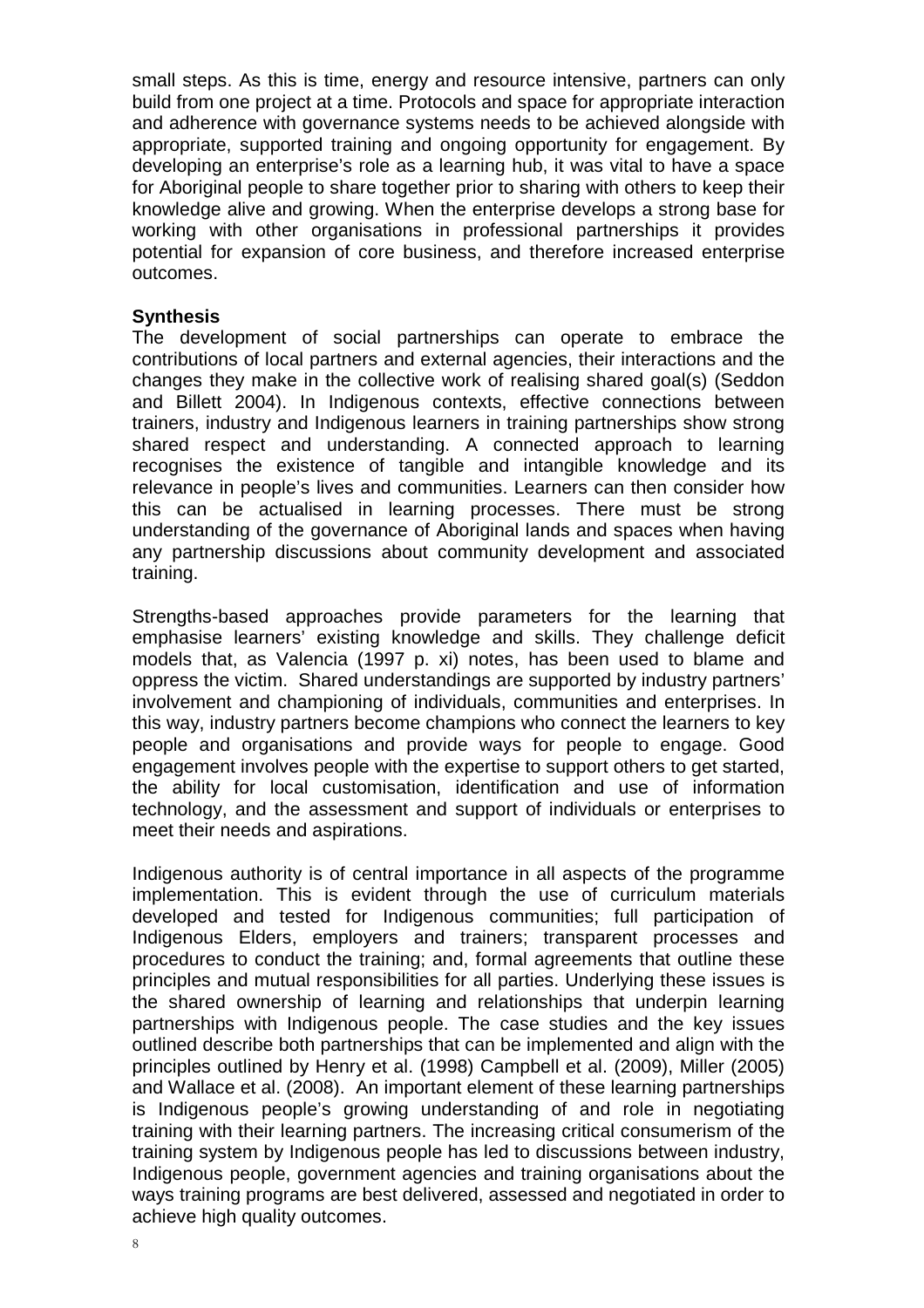small steps. As this is time, energy and resource intensive, partners can only build from one project at a time. Protocols and space for appropriate interaction and adherence with governance systems needs to be achieved alongside with appropriate, supported training and ongoing opportunity for engagement. By developing an enterprise's role as a learning hub, it was vital to have a space for Aboriginal people to share together prior to sharing with others to keep their knowledge alive and growing. When the enterprise develops a strong base for working with other organisations in professional partnerships it provides potential for expansion of core business, and therefore increased enterprise outcomes.

## Synthesis

The development of social partnerships can operate to embrace the contributions of local partners and external agencies, their interactions and the changes they make in the collective work of realising shared goal(s) (Seddon and Billett 2004). In Indigenous contexts, effective connections between trainers, industry and Indigenous learners in training partnerships show strong shared respect and understanding. A connected approach to learning recognises the existence of tangible and intangible knowledge and its relevance in people's lives and communities. Learners can then consider how this can be actualised in learning processes. There must be strong understanding of the governance of Aboriginal lands and spaces when having any partnership discussions about community development and associated training.

Strengths-based approaches provide parameters for the learning that emphasise learners' existing knowledge and skills. They challenge deficit models that, as Valencia (1997 p. xi) notes, has been used to blame and oppress the victim. Shared understandings are supported by industry partners' involvement and championing of individuals, communities and enterprises. In this way, industry partners become champions who connect the learners to key people and organisations and provide ways for people to engage. Good engagement involves people with the expertise to support others to get started, the ability for local customisation, identification and use of information technology, and the assessment and support of individuals or enterprises to meet their needs and aspirations.

Indigenous authority is of central importance in all aspects of the programme implementation. This is evident through the use of curriculum materials developed and tested for Indigenous communities; full participation of Indigenous Elders, employers and trainers; transparent processes and procedures to conduct the training; and, formal agreements that outline these principles and mutual responsibilities for all parties. Underlying these issues is the shared ownership of learning and relationships that underpin learning partnerships with Indigenous people. The case studies and the key issues outlined describe both partnerships that can be implemented and align with the principles outlined by Henry et al. (1998) Campbell et al. (2009), Miller (2005) and Wallace et al. (2008). An important element of these learning partnerships is Indigenous people's growing understanding of and role in negotiating training with their learning partners. The increasing critical consumerism of the training system by Indigenous people has led to discussions between industry, Indigenous people, government agencies and training organisations about the ways training programs are best delivered, assessed and negotiated in order to achieve high quality outcomes.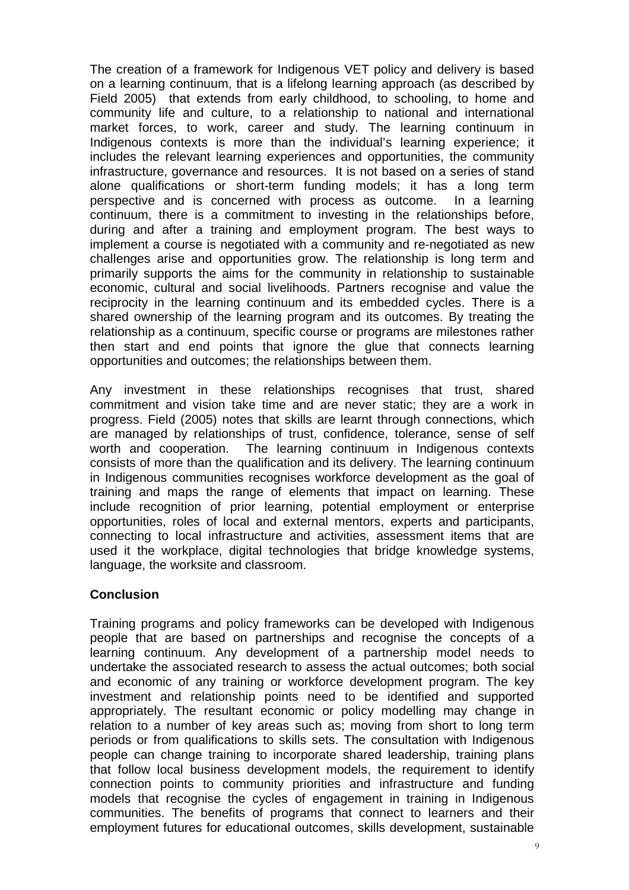The creation of a framework for Indigenous VET policy and delivery is based on a learning continuum, that is a lifelong learning approach (as described by Field 2005) that extends from early childhood, to schooling, to home and community life and culture, to a relationship to national and international market forces, to work, career and study. The learning continuum in Indigenous contexts is more than the individual's learning experience; it includes the relevant learning experiences and opportunities, the community infrastructure, governance and resources. It is not based on a series of stand alone qualifications or short-term funding models; it has a long term perspective and is concerned with process as outcome. In a learning continuum, there is a commitment to investing in the relationships before, during and after a training and employment program. The best ways to implement a course is negotiated with a community and re-negotiated as new challenges arise and opportunities grow. The relationship is long term and primarily supports the aims for the community in relationship to sustainable economic, cultural and social livelihoods. Partners recognise and value the reciprocity in the learning continuum and its embedded cycles. There is a shared ownership of the learning program and its outcomes. By treating the relationship as a continuum, specific course or programs are milestones rather then start and end points that ignore the glue that connects learning opportunities and outcomes; the relationships between them.

Any investment in these relationships recognises that trust, shared commitment and vision take time and are never static; they are a work in progress. Field (2005) notes that skills are learnt through connections, which are managed by relationships of trust, confidence, tolerance, sense of self worth and cooperation. The learning continuum in Indigenous contexts consists of more than the qualification and its delivery. The learning continuum in Indigenous communities recognises workforce development as the goal of training and maps the range of elements that impact on learning. These include recognition of prior learning, potential employment or enterprise opportunities, roles of local and external mentors, experts and participants, connecting to local infrastructure and activities, assessment items that are used it the workplace, digital technologies that bridge knowledge systems, language, the worksite and classroom.

**Conclusion**

Training programs and policy frameworks can be developed with Indigenous people that are based on partnerships and recognise the concepts of a learning continuum. Any development of a partnership model needs to undertake the associated research to assess the actual outcomes; both social and economic of any training or workforce development program. The key investment and relationship points need to be identified and supported appropriately. The resultant economic or policy modelling may change in relation to a number of key areas such as; moving from short to long term periods or from qualifications to skills sets. The consultation with Indigenous people can change training to incorporate shared leadership, training plans that follow local business development models, the requirement to identify connection points to community priorities and infrastructure and funding models that recognise the cycles of engagement in training in Indigenous communities. The benefits of programs that connect to learners and their employment futures for educational outcomes, skills development, sustainable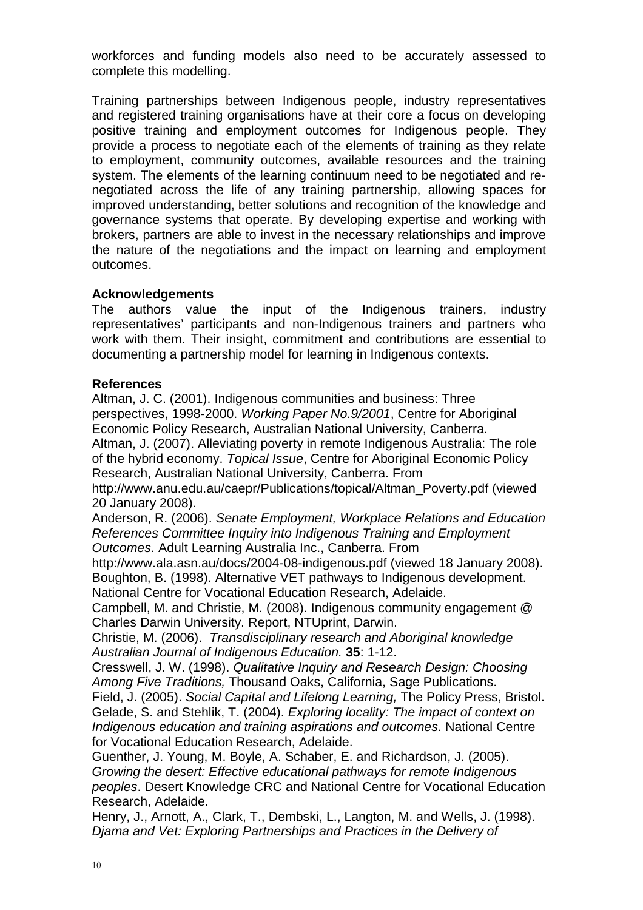workforces and funding models also need to be accurately assessed to complete this modelling.

Training partnerships between Indigenous people, industry representatives and registered training organisations have at their core a focus on developing positive training and employment outcomes for Indigenous people. They provide a process to negotiate each of the elements of training as they relate to employment, community outcomes, available resources and the training system. The elements of the learning continuum need to be negotiated and re-negotiated across the life of any training partnership, allowing spaces for improved understanding, better solutions and recognition of the knowledge and governance systems that operate. By developing expertise and working with brokers, partners are able to invest in the necessary relationships and improve the nature of the negotiations and the impact on learning and employment outcomes.

**Acknowledgements**

The authors value the input of the Indigenous trainers, industry representatives' participants and non-Indigenous trainers and partners who work with them. Their insight, commitment and contributions are essential to documenting a partnership model for learning in Indigenous contexts.

**References**

Altman, J. C. (2001). Indigenous communities and business: Three perspectives, 1998-2000. *Working Paper No.9/2001*, Centre for Aboriginal Economic Policy Research, Australian National University, Canberra.

Altman, J. (2007). Alleviating poverty in remote Indigenous Australia: The role of the hybrid economy. *Topical Issue*, Centre for Aboriginal Economic Policy Research, Australian National University, Canberra. From http://www.anu.edu.au/caepr/Publications/topical/Altman_Poverty.pdf (viewed 20 January 2008).

Anderson, R. (2006). *Senate Employment, Workplace Relations and Education References Committee Inquiry into Indigenous Training and Employment Outcomes*. Adult Learning Australia Inc., Canberra. From http://www.ala.asn.au/docs/2004-08-indigenous.pdf (viewed 18 January 2008).

Boughton, B. (1998). Alternative VET pathways to Indigenous development. National Centre for Vocational Education Research, Adelaide.

Campbell, M. and Christie, M. (2008). Indigenous community engagement @ Charles Darwin University. Report, NTUprint, Darwin.

Christie, M. (2006). *Transdisciplinary research and Aboriginal knowledge Australian Journal of Indigenous Education.* **35**: 1-12.

Cresswell, J. W. (1998). *Qualitative Inquiry and Research Design: Choosing Among Five Traditions,* Thousand Oaks, California, Sage Publications.

Field, J. (2005). *Social Capital and Lifelong Learning,* The Policy Press, Bristol.

Gelade, S. and Stehlik, T. (2004). *Exploring locality: The impact of context on Indigenous education and training aspirations and outcomes*. National Centre for Vocational Education Research, Adelaide.

Guenther, J. Young, M. Boyle, A. Schaber, E. and Richardson, J. (2005). *Growing the desert: Effective educational pathways for remote Indigenous peoples*. Desert Knowledge CRC and National Centre for Vocational Education Research, Adelaide.

Henry, J., Arnott, A., Clark, T., Dembski, L., Langton, M. and Wells, J. (1998). *Djama and Vet: Exploring Partnerships and Practices in the Delivery of*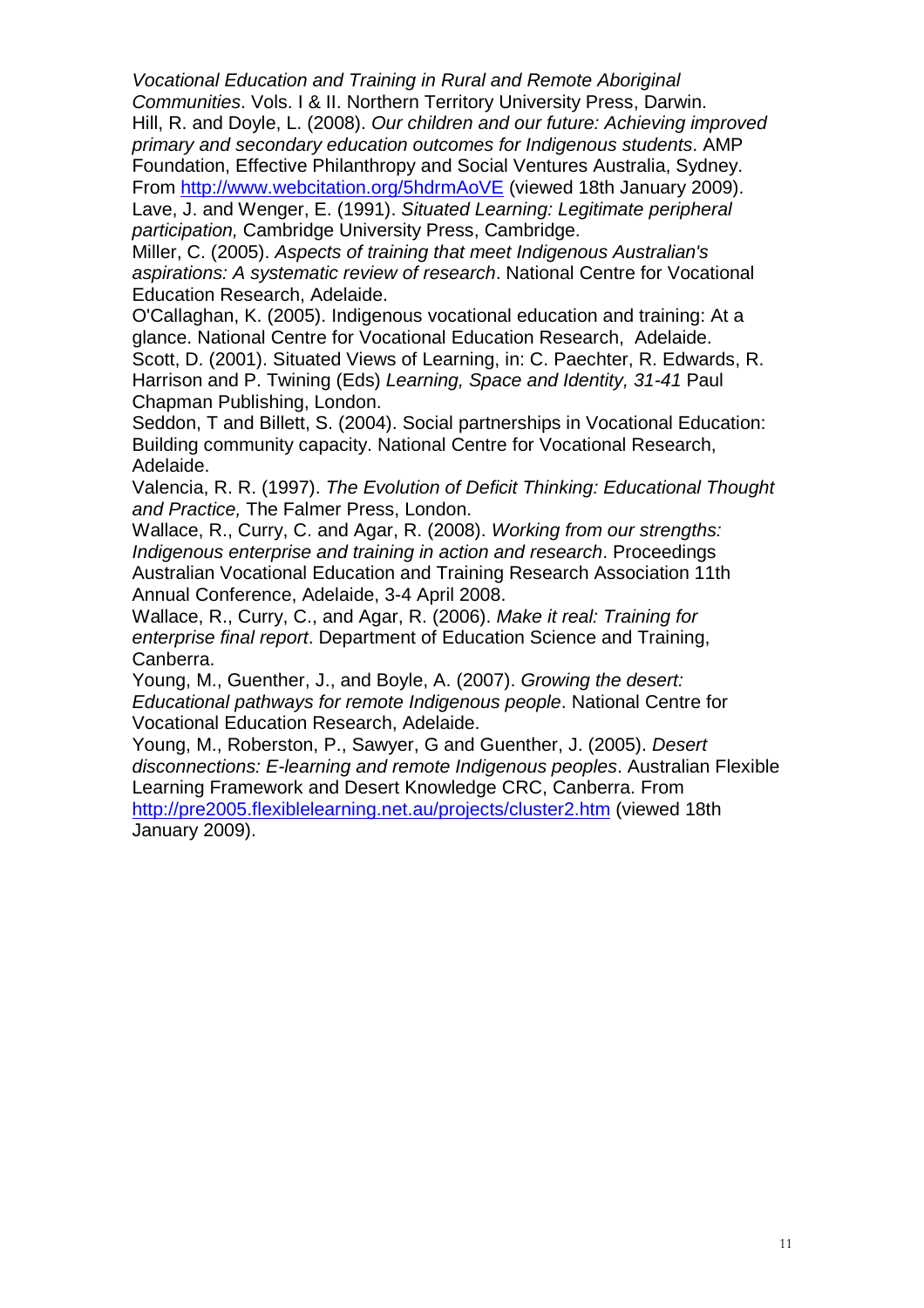*Vocational Education and Training in Rural and Remote Aboriginal Communities*. Vols. I & II. Northern Territory University Press, Darwin.

Hill, R. and Doyle, L. (2008). *Our children and our future: Achieving improved primary and secondary education outcomes for Indigenous students*. AMP Foundation, Effective Philanthropy and Social Ventures Australia, Sydney. From http://www.webcitation.org/5hdrmAoVE (viewed 18th January 2009).

Lave, J. and Wenger, E. (1991). *Situated Learning: Legitimate peripheral participation,* Cambridge University Press, Cambridge.

Miller, C. (2005). *Aspects of training that meet Indigenous Australian's aspirations: A systematic review of research*. National Centre for Vocational Education Research, Adelaide.

O'Callaghan, K. (2005). Indigenous vocational education and training: At a glance. National Centre for Vocational Education Research, Adelaide.

Scott, D. (2001). Situated Views of Learning, in: C. Paechter, R. Edwards, R. Harrison and P. Twining (Eds) *Learning, Space and Identity, 31-41* Paul Chapman Publishing, London.

Seddon, T and Billett, S. (2004). Social partnerships in Vocational Education: Building community capacity. National Centre for Vocational Research, Adelaide.

Valencia, R. R. (1997). *The Evolution of Deficit Thinking: Educational Thought and Practice,* The Falmer Press, London.

Wallace, R., Curry, C. and Agar, R. (2008). *Working from our strengths: Indigenous enterprise and training in action and research*. Proceedings Australian Vocational Education and Training Research Association 11th Annual Conference, Adelaide, 3-4 April 2008.

Wallace, R., Curry, C., and Agar, R. (2006). *Make it real: Training for enterprise final report*. Department of Education Science and Training, Canberra.

Young, M., Guenther, J., and Boyle, A. (2007). *Growing the desert: Educational pathways for remote Indigenous people*. National Centre for Vocational Education Research, Adelaide.

Young, M., Roberston, P., Sawyer, G and Guenther, J. (2005). *Desert disconnections: E-learning and remote Indigenous peoples*. Australian Flexible Learning Framework and Desert Knowledge CRC, Canberra. From http://pre2005.flexiblelearning.net.au/projects/cluster2.htm (viewed 18th January 2009).